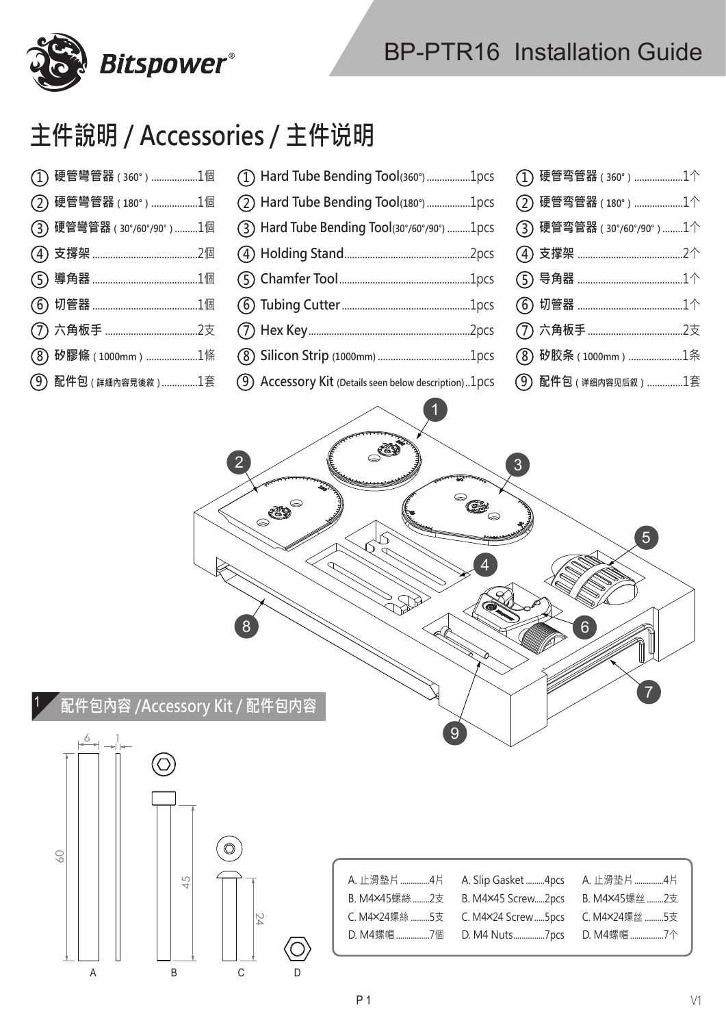# BP-PTR16 Installation Guide

## 主件說明 / Accessories / 主件说明

| 繁體中文 | English | 简体中文 |
|---|---|---|
| ① 硬管彎管器（360°）......1個 | ① Hard Tube Bending Tool(360°)......1pcs | ① 硬管弯管器（360°）......1个 |
| ② 硬管彎管器（180°）......1個 | ② Hard Tube Bending Tool(180°)......1pcs | ② 硬管弯管器（180°）......1个 |
| ③ 硬管彎管器（30°/60°/90°）......1個 | ③ Hard Tube Bending Tool(30°/60°/90°)......1pcs | ③ 硬管弯管器（30°/60°/90°）......1个 |
| ④ 支撐架......2個 | ④ Holding Stand......2pcs | ④ 支撑架......2个 |
| ⑤ 導角器......1個 | ⑤ Chamfer Tool......1pcs | ⑤ 导角器......1个 |
| ⑥ 切管器......1個 | ⑥ Tubing Cutter......1pcs | ⑥ 切管器......1个 |
| ⑦ 六角板手......2支 | ⑦ Hex Key......2pcs | ⑦ 六角板手......2支 |
| ⑧ 矽膠條（1000mm）......1條 | ⑧ Silicon Strip (1000mm)......1pcs | ⑧ 矽胶条（1000mm）......1条 |
| ⑨ 配件包（詳細內容見後敘）......1套 | ⑨ Accessory Kit (Details seen below description)..1pcs | ⑨ 配件包（详细内容见后叙）......1套 |

## 1 配件包內容 /Accessory Kit / 配件包内容

| 繁體中文 | English | 简体中文 |
|---|---|---|
| A. 止滑墊片......4片 | A. Slip Gasket......4pcs | A. 止滑垫片......4片 |
| B. M4×45螺絲......2支 | B. M4×45 Screw.....2pcs | B. M4×45螺丝......2支 |
| C. M4×24螺絲......5支 | C. M4×24 Screw.....5pcs | C. M4×24螺丝......5支 |
| D. M4螺帽......7個 | D. M4 Nuts......7pcs | D. M4螺帽......7个 |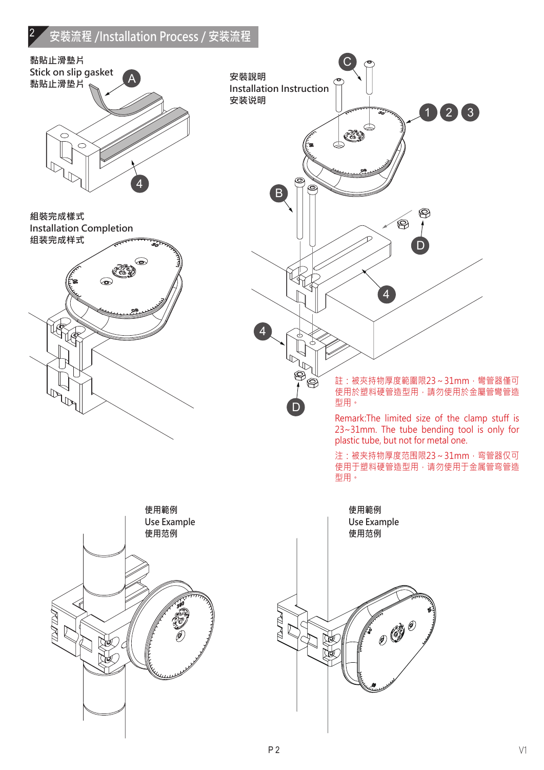## 2 安裝流程 /Installation Process / 安装流程

黏貼止滑墊片
Stick on slip gasket
黏贴止滑垫片

A

4

組裝完成樣式
Installation Completion
组装完成样式

安裝說明
Installation Instruction
安装说明

C

1 2 3

B

D

4

4

D

註：被夾持物厚度範圍限23 ~ 31mm，彎管器僅可使用於塑料硬管造型用，請勿使用於金屬管彎管造型用。

Remark:The limited size of the clamp stuff is 23~31mm. The tube bending tool is only for plastic tube, but not for metal one.

注：被夹持物厚度范围限23 ~ 31mm，弯管器仅可使用于塑料硬管造型用，请勿使用于金属管弯管造型用。

使用範例
Use Example
使用范例

使用範例
Use Example
使用范例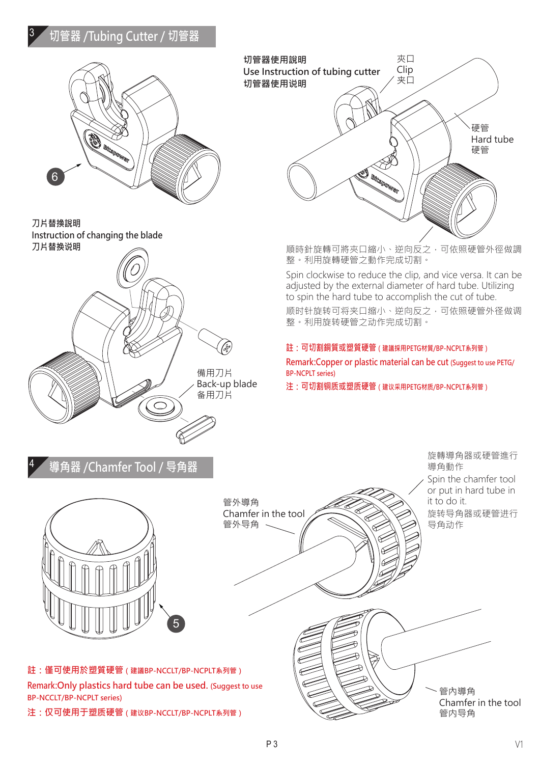## 3 切管器 /Tubing Cutter / 切管器

6

切管器使用說明
Use Instruction of tubing cutter
切管器使用说明

夾口
Clip
夹口

硬管
Hard tube
硬管

刀片替換說明
Instruction of changing the blade
刀片替换说明

備用刀片
Back-up blade
备用刀片

順時針旋轉可將夾口縮小、逆向反之，可依照硬管外徑做調整。利用旋轉硬管之動作完成切割。

Spin clockwise to reduce the clip, and vice versa. It can be adjusted by the external diameter of hard tube. Utilizing to spin the hard tube to accomplish the cut of tube.

顺时针旋转可将夹口缩小、逆向反之，可依照硬管外径做调整。利用旋转硬管之动作完成切割。

**註：可切割銅質或塑質硬管（建議採用PETG材質/BP-NCPLT系列管）**

**Remark:Copper or plastic material can be cut (Suggest to use PETG/ BP-NCPLT series)**

**注：可切割铜质或塑质硬管（建议采用PETG材质/BP-NCPLT系列管）**

## 4 導角器 /Chamfer Tool / 导角器

5

管外導角
Chamfer in the tool
管外导角

旋轉導角器或硬管進行導角動作
Spin the chamfer tool or put in hard tube in it to do it.
旋转导角器或硬管进行导角动作

管內導角
Chamfer in the tool
管内导角

**註：僅可使用於塑質硬管（建議BP-NCCLT/BP-NCPLT系列管）**

**Remark:Only plastics hard tube can be used. (Suggest to use BP-NCCLT/BP-NCPLT series)**

**注：仅可使用于塑质硬管（建议BP-NCCLT/BP-NCPLT系列管）**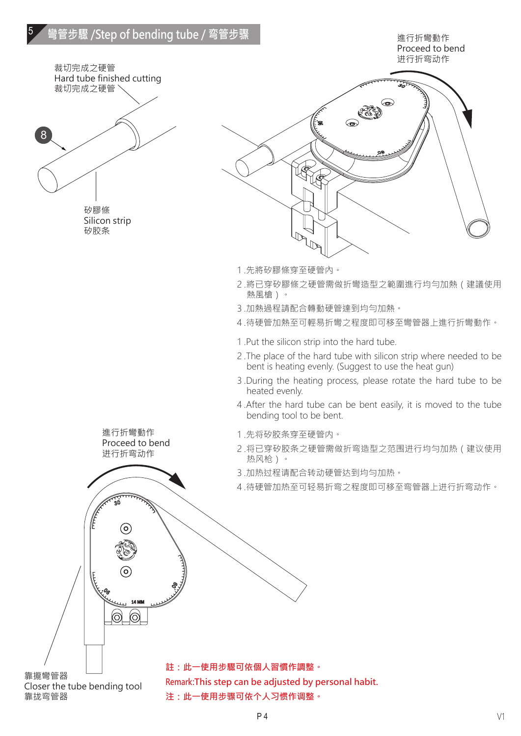## 5 彎管步驟 /Step of bending tube / 弯管步骤

裁切完成之硬管
Hard tube finished cutting
裁切完成之硬管

8

矽膠條
Silicon strip
矽胶条

進行折彎動作
Proceed to bend
进行折弯动作

1 .先將矽膠條穿至硬管內。
2 .將已穿矽膠條之硬管需做折彎造型之範圍進行均勻加熱（建議使用熱風槍）。
3 .加熱過程請配合轉動硬管達到均勻加熱。
4 .待硬管加熱至可輕易折彎之程度即可移至彎管器上進行折彎動作。

1 .Put the silicon strip into the hard tube.
2 .The place of the hard tube with silicon strip where needed to be bent is heating evenly. (Suggest to use the heat gun)
3 .During the heating process, please rotate the hard tube to be heated evenly.
4 .After the hard tube can be bent easily, it is moved to the tube bending tool to be bent.

1 .先将矽胶条穿至硬管内。
2 .将已穿矽胶条之硬管需做折弯造型之范围进行均匀加热（建议使用热风枪）。
3 .加热过程请配合转动硬管达到均匀加热。
4 .待硬管加热至可轻易折弯之程度即可移至弯管器上进行折弯动作。

進行折彎動作
Proceed to bend
进行折弯动作

靠攏彎管器
Closer the tube bending tool
靠拢弯管器

**註：此一使用步驟可依個人習慣作調整。**
**Remark:This step can be adjusted by personal habit.**
**注：此一使用步骤可依个人习惯作调整。**